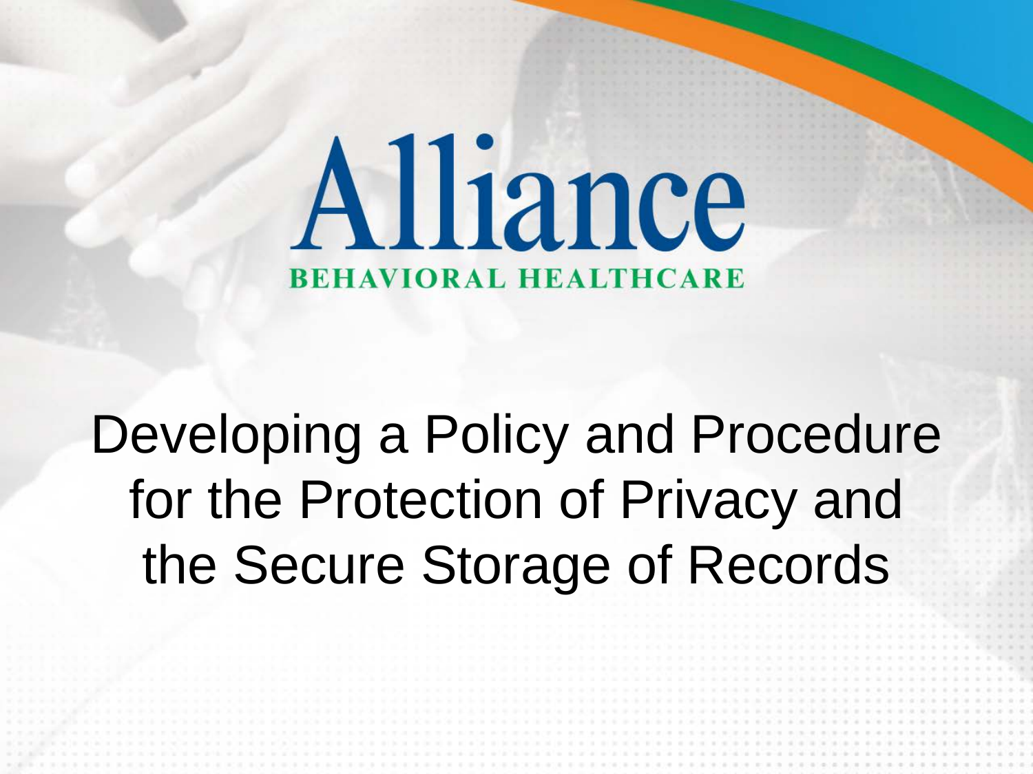Alliance

BEHAVIORAL HEALTHCARE

# Developing a Policy and Procedure for the Protection of Privacy and the Secure Storage of Records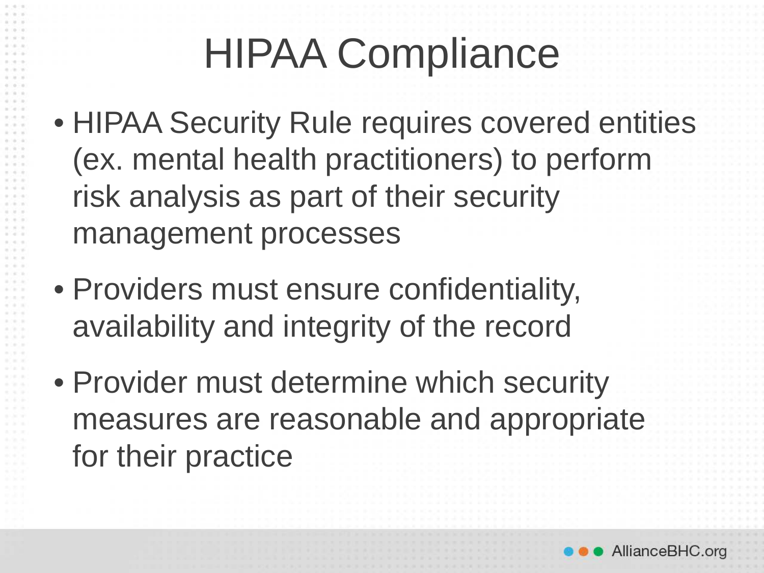# HIPAA Compliance

- HIPAA Security Rule requires covered entities (ex. mental health practitioners) to perform risk analysis as part of their security management processes
- Providers must ensure confidentiality, availability and integrity of the record
- Provider must determine which security measures are reasonable and appropriate for their practice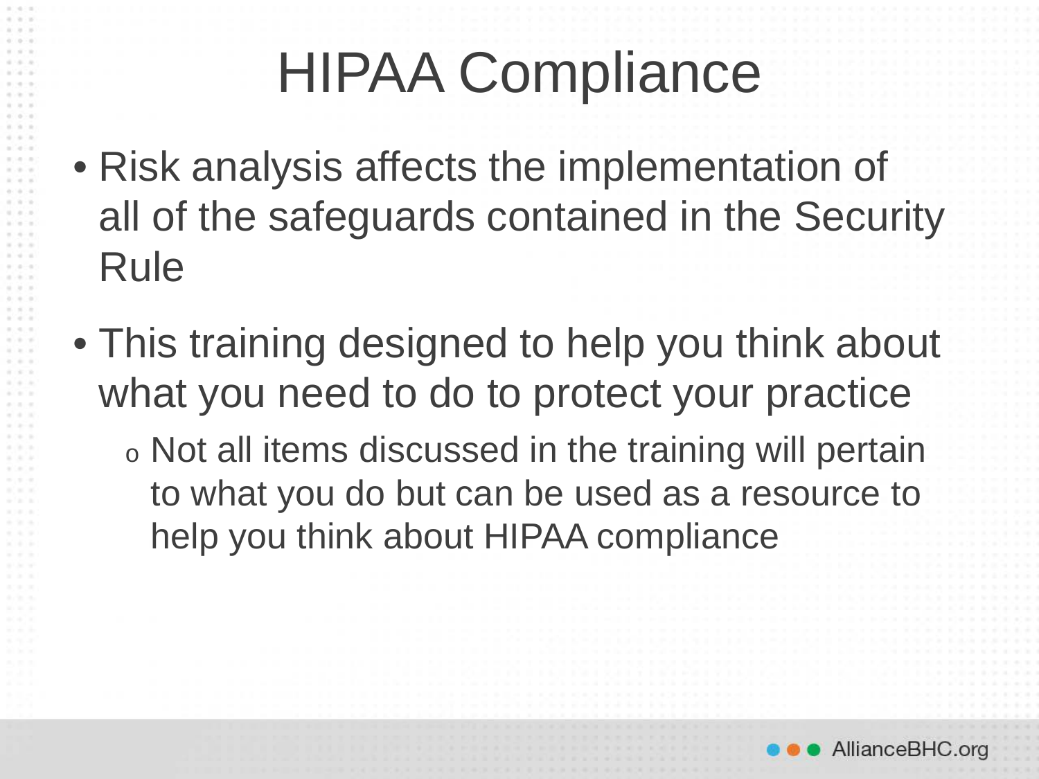# HIPAA Compliance

- Risk analysis affects the implementation of all of the safeguards contained in the Security Rule
- This training designed to help you think about what you need to do to protect your practice
  - Not all items discussed in the training will pertain to what you do but can be used as a resource to help you think about HIPAA compliance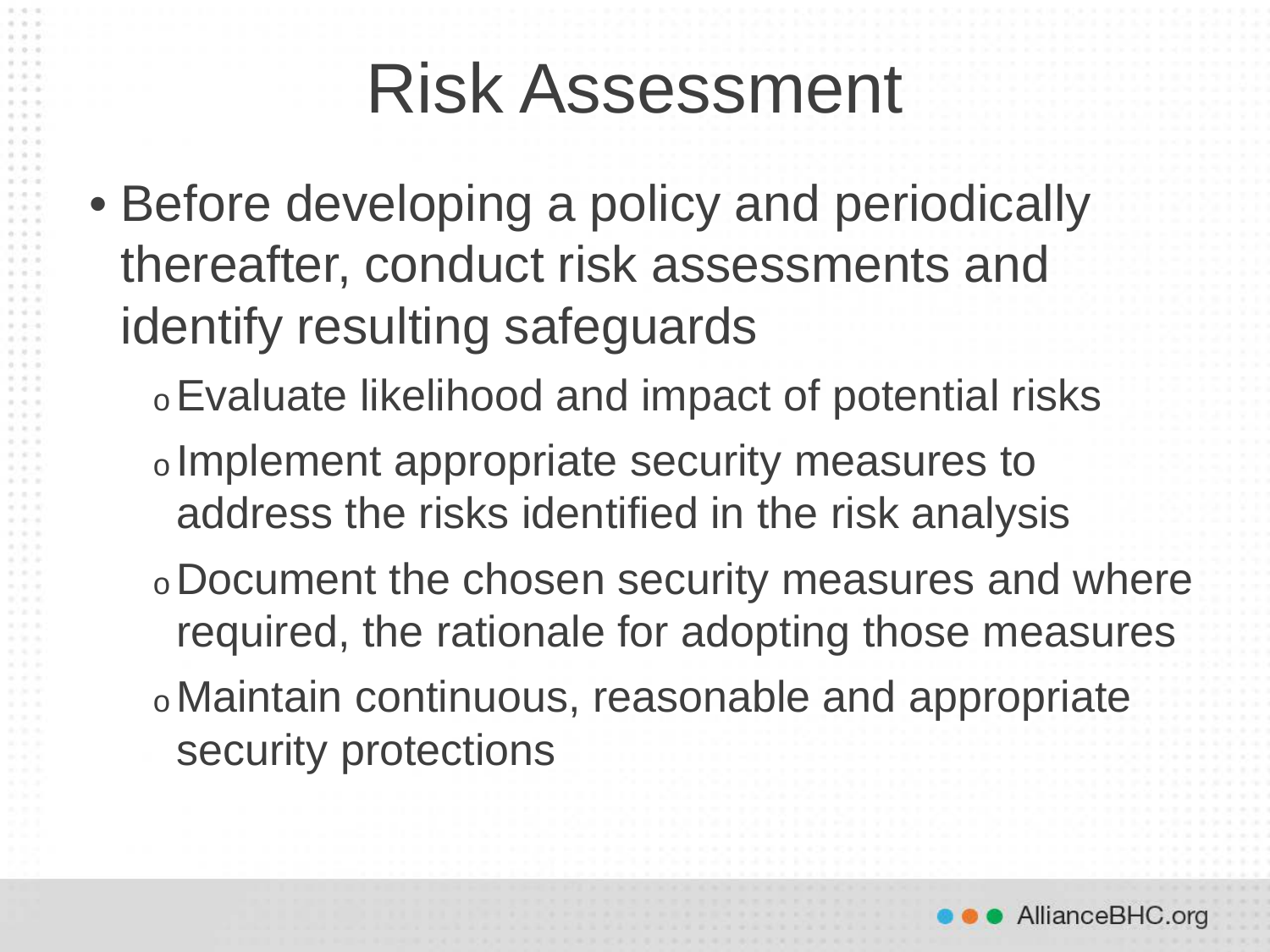# Risk Assessment

- Before developing a policy and periodically thereafter, conduct risk assessments and identify resulting safeguards
  - Evaluate likelihood and impact of potential risks
  - Implement appropriate security measures to address the risks identified in the risk analysis
  - Document the chosen security measures and where required, the rationale for adopting those measures
  - Maintain continuous, reasonable and appropriate security protections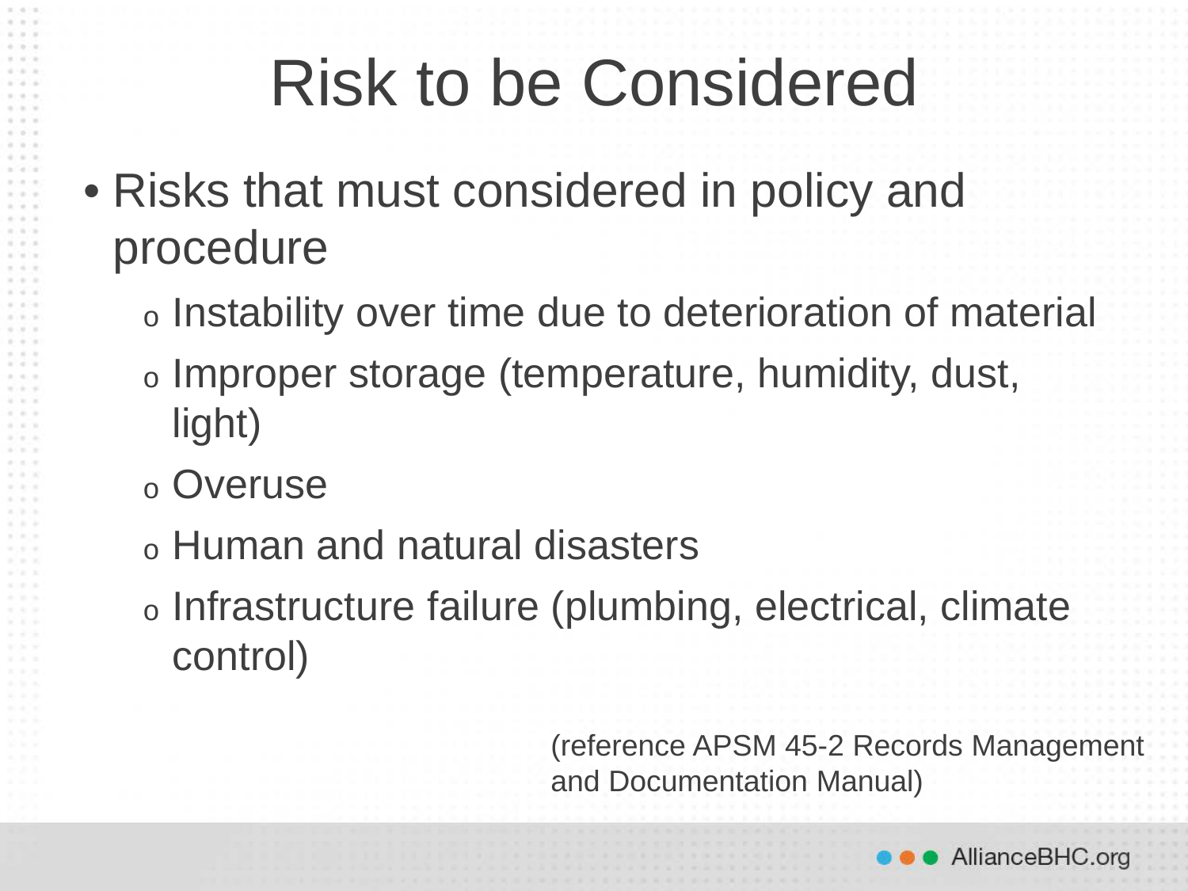# Risk to be Considered

- Risks that must considered in policy and procedure
  - Instability over time due to deterioration of material
  - Improper storage (temperature, humidity, dust, light)
  - Overuse
  - Human and natural disasters
  - Infrastructure failure (plumbing, electrical, climate control)

(reference APSM 45-2 Records Management and Documentation Manual)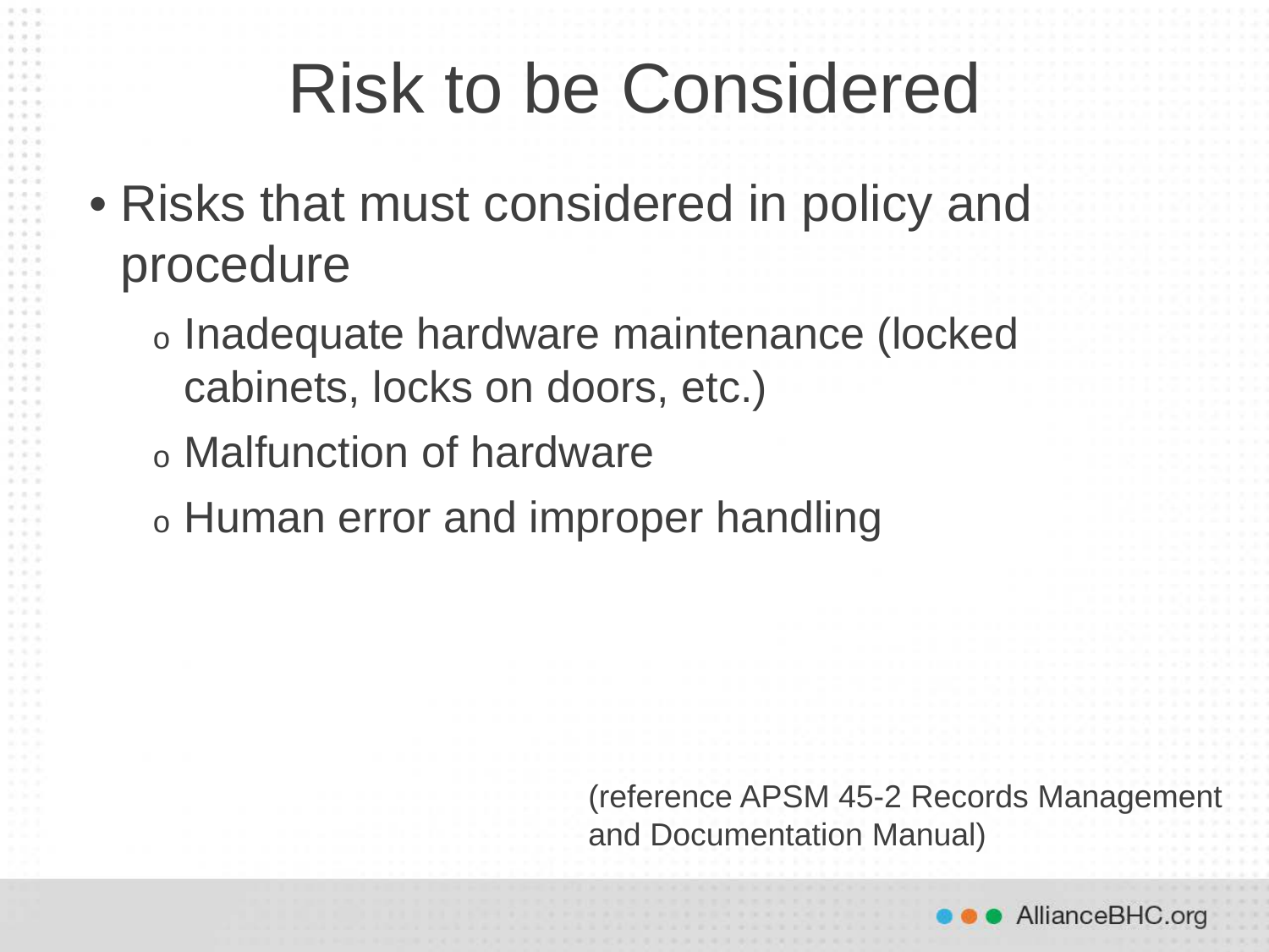# Risk to be Considered

- Risks that must considered in policy and procedure
  - Inadequate hardware maintenance (locked cabinets, locks on doors, etc.)
  - Malfunction of hardware
  - Human error and improper handling

(reference APSM 45-2 Records Management and Documentation Manual)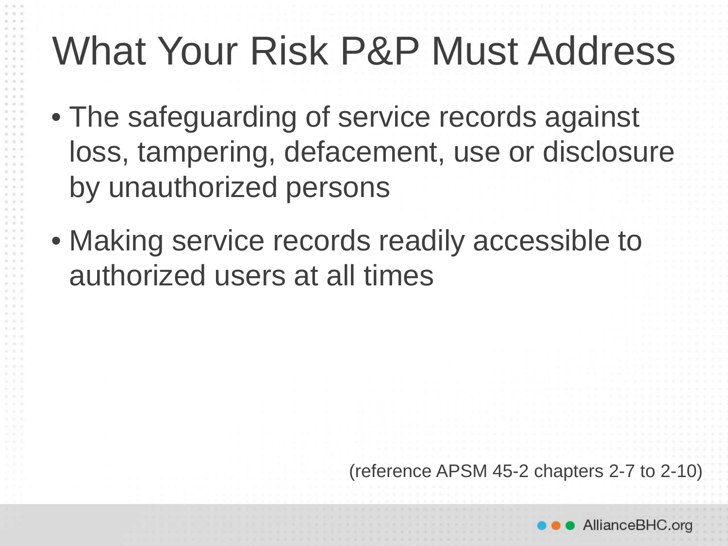# What Your Risk P&P Must Address

- The safeguarding of service records against loss, tampering, defacement, use or disclosure by unauthorized persons
- Making service records readily accessible to authorized users at all times

(reference APSM 45-2 chapters 2-7 to 2-10)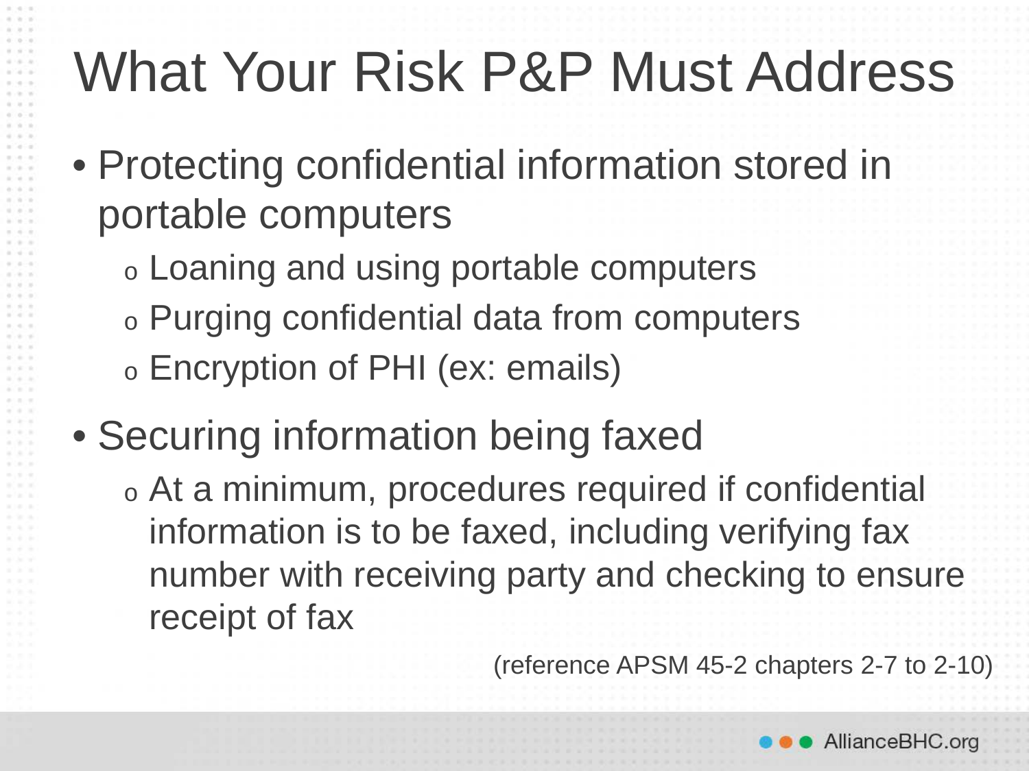# What Your Risk P&P Must Address

- Protecting confidential information stored in portable computers
  - Loaning and using portable computers
  - Purging confidential data from computers
  - Encryption of PHI (ex: emails)
- Securing information being faxed
  - At a minimum, procedures required if confidential information is to be faxed, including verifying fax number with receiving party and checking to ensure receipt of fax

(reference APSM 45-2 chapters 2-7 to 2-10)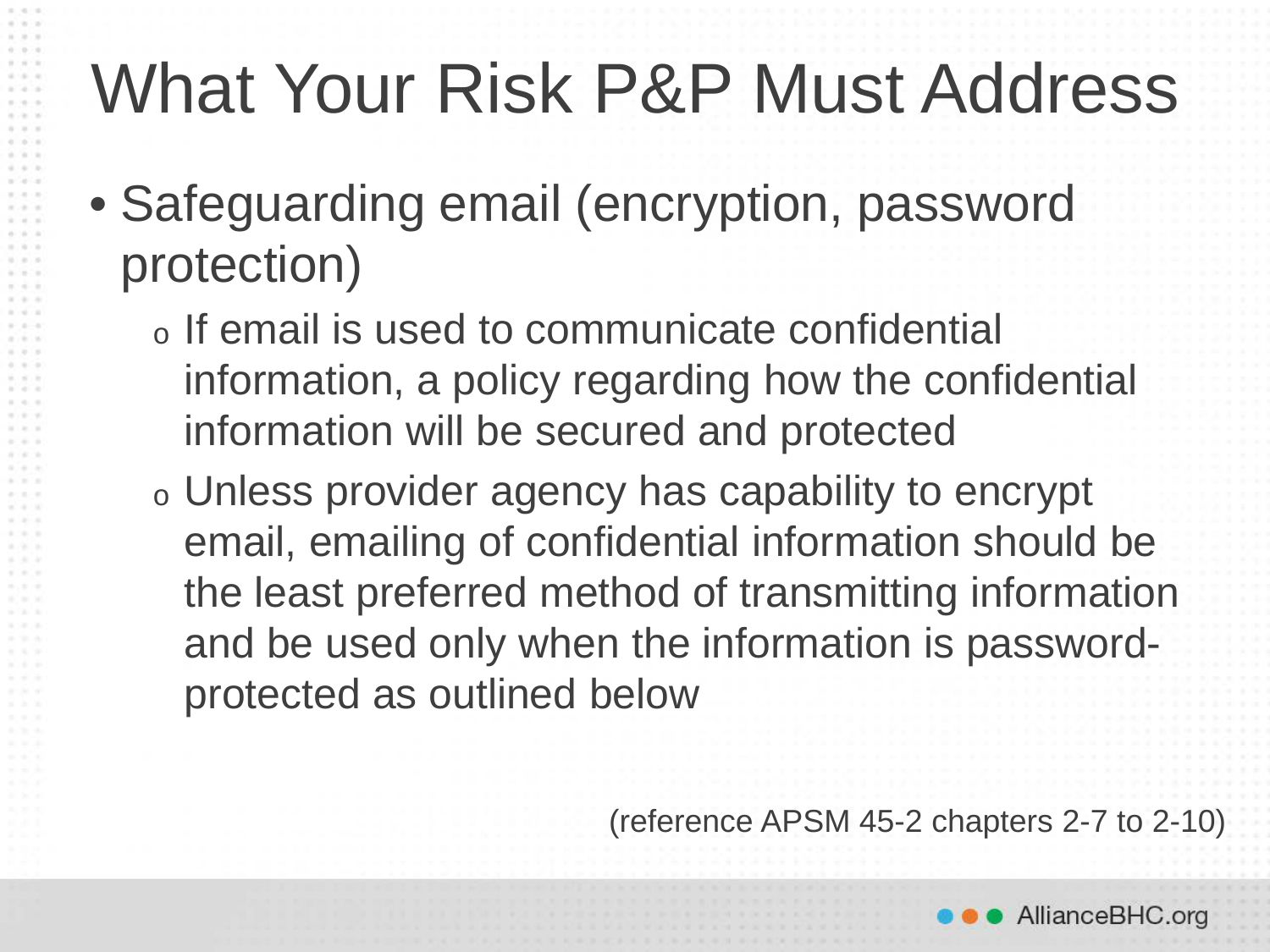# What Your Risk P&P Must Address

- Safeguarding email (encryption, password protection)
  - If email is used to communicate confidential information, a policy regarding how the confidential information will be secured and protected
  - Unless provider agency has capability to encrypt email, emailing of confidential information should be the least preferred method of transmitting information and be used only when the information is password-protected as outlined below

(reference APSM 45-2 chapters 2-7 to 2-10)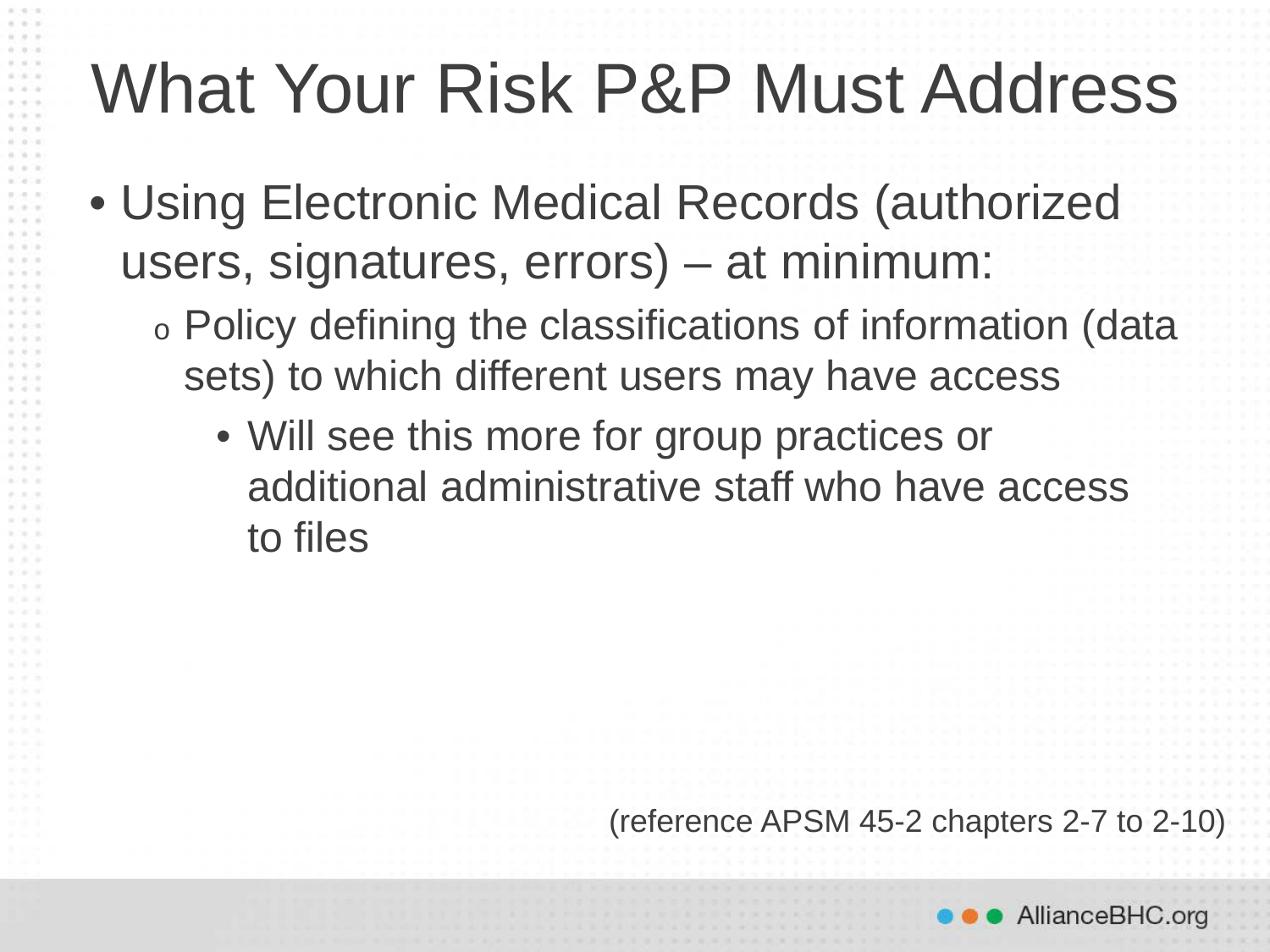# What Your Risk P&P Must Address

- Using Electronic Medical Records (authorized users, signatures, errors) – at minimum:
  - Policy defining the classifications of information (data sets) to which different users may have access
    - Will see this more for group practices or additional administrative staff who have access to files

(reference APSM 45-2 chapters 2-7 to 2-10)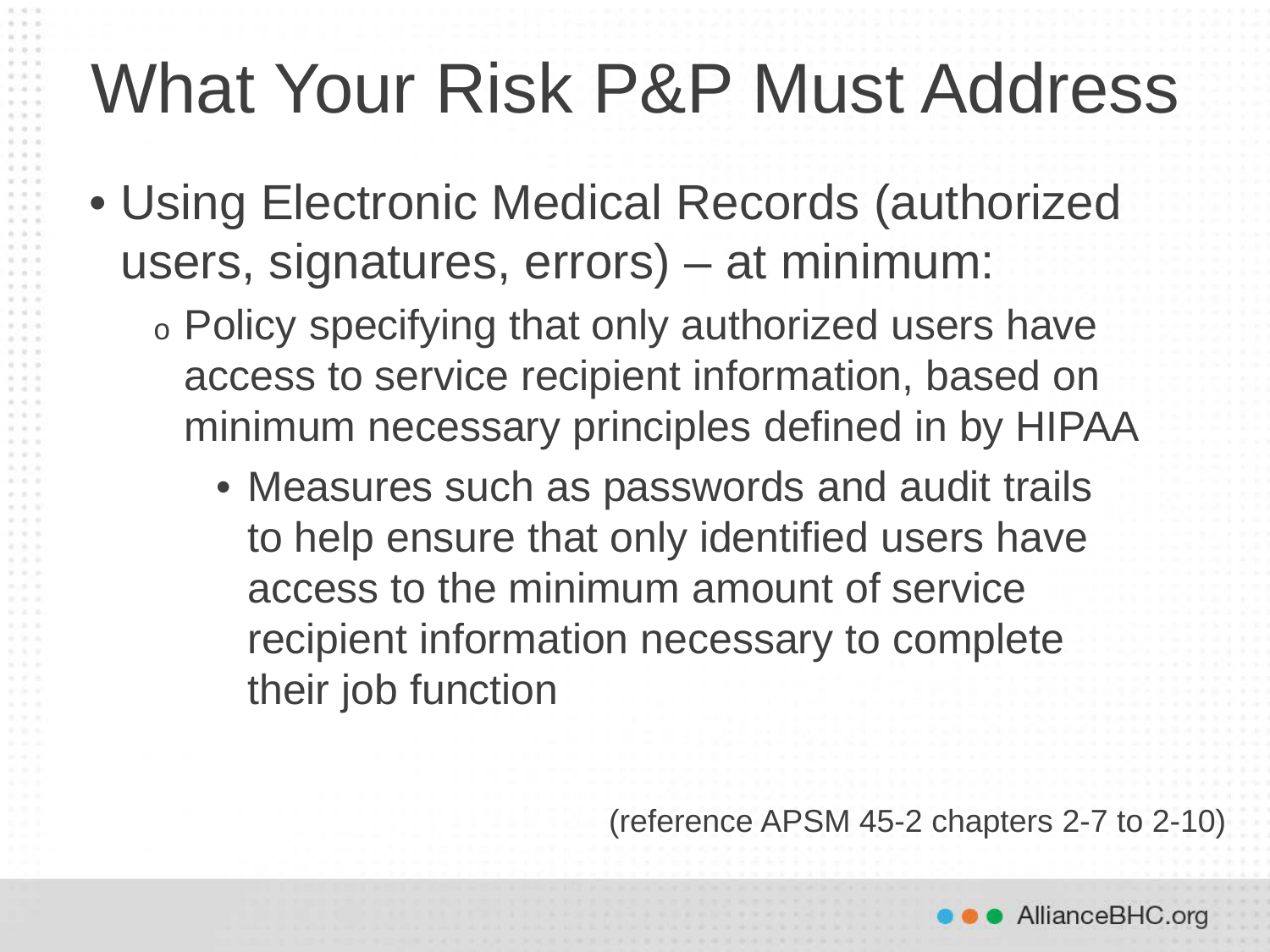# What Your Risk P&P Must Address

- Using Electronic Medical Records (authorized users, signatures, errors) – at minimum:
  - Policy specifying that only authorized users have access to service recipient information, based on minimum necessary principles defined in by HIPAA
    - Measures such as passwords and audit trails to help ensure that only identified users have access to the minimum amount of service recipient information necessary to complete their job function

(reference APSM 45-2 chapters 2-7 to 2-10)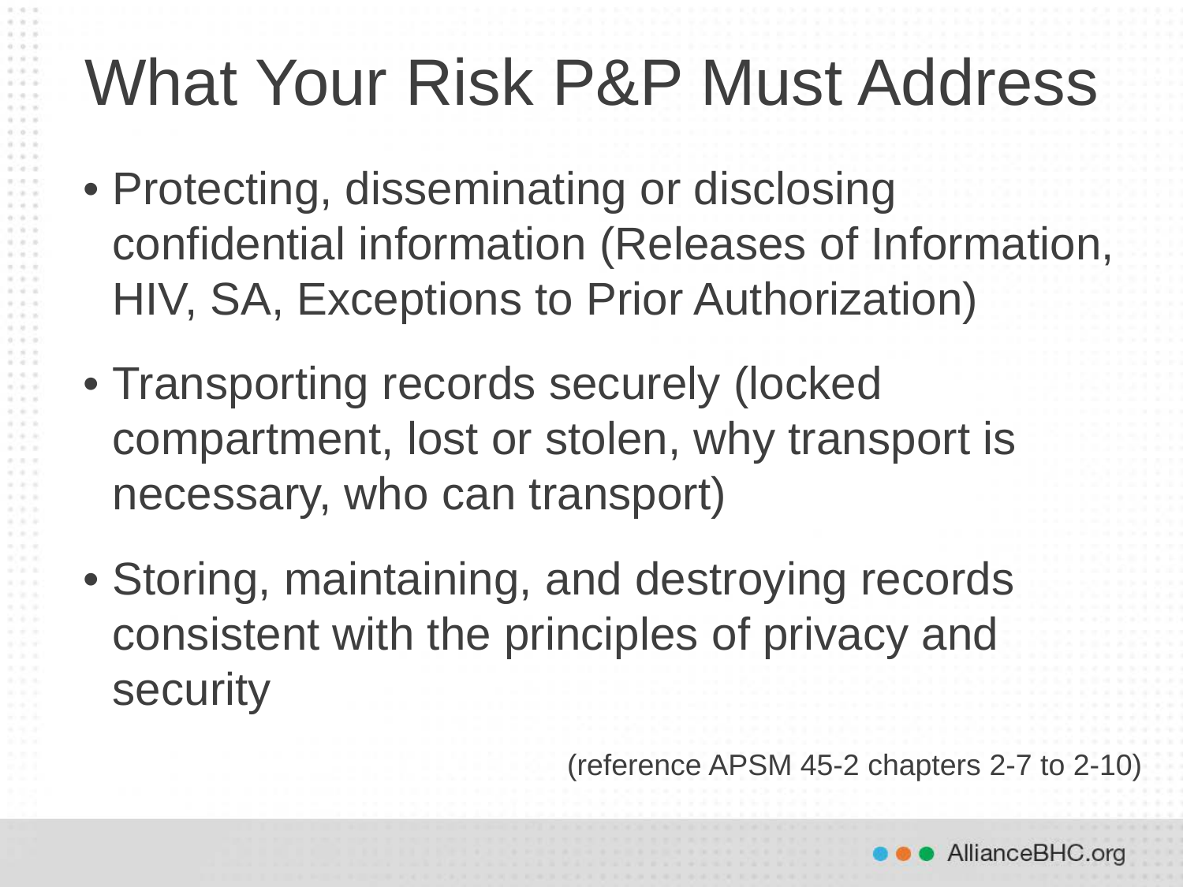# What Your Risk P&P Must Address

- Protecting, disseminating or disclosing confidential information (Releases of Information, HIV, SA, Exceptions to Prior Authorization)
- Transporting records securely (locked compartment, lost or stolen, why transport is necessary, who can transport)
- Storing, maintaining, and destroying records consistent with the principles of privacy and security

(reference APSM 45-2 chapters 2-7 to 2-10)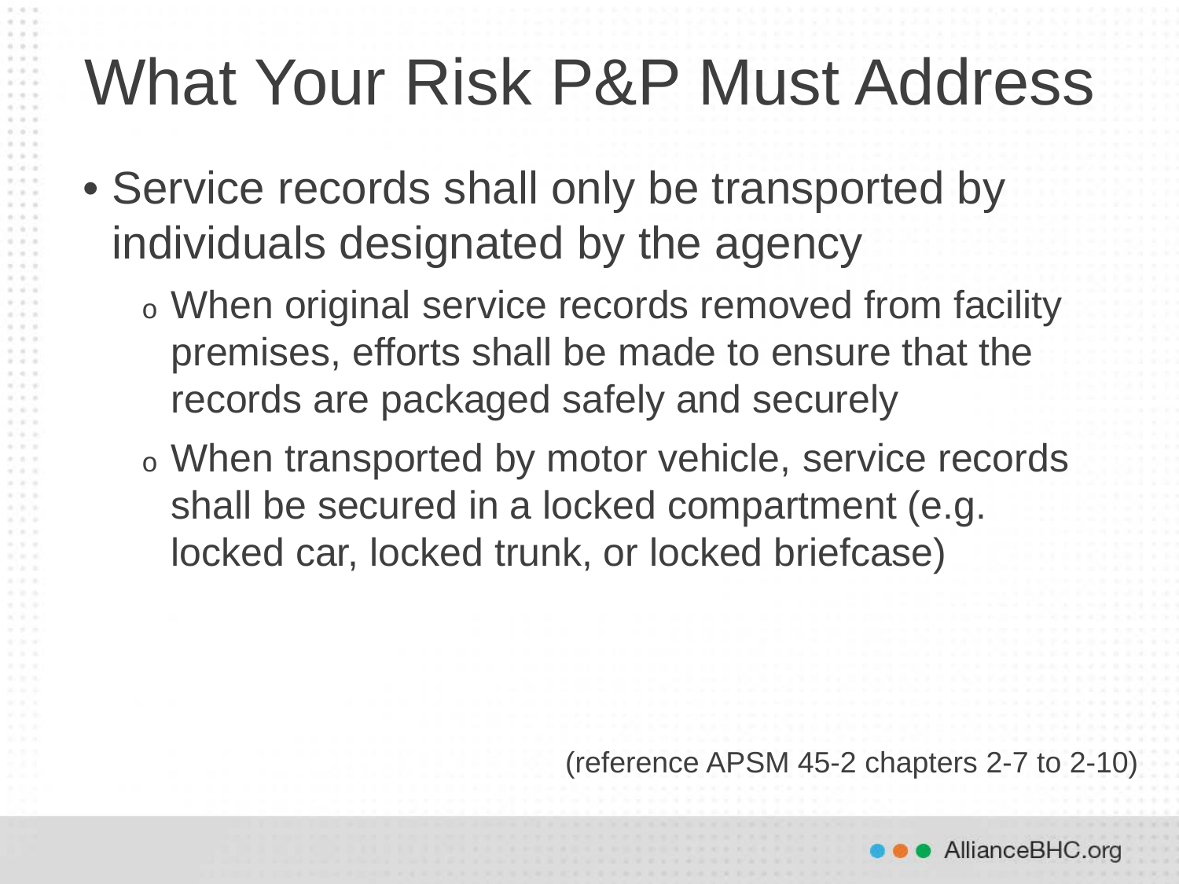# What Your Risk P&P Must Address

- Service records shall only be transported by individuals designated by the agency
  - When original service records removed from facility premises, efforts shall be made to ensure that the records are packaged safely and securely
  - When transported by motor vehicle, service records shall be secured in a locked compartment (e.g. locked car, locked trunk, or locked briefcase)

(reference APSM 45-2 chapters 2-7 to 2-10)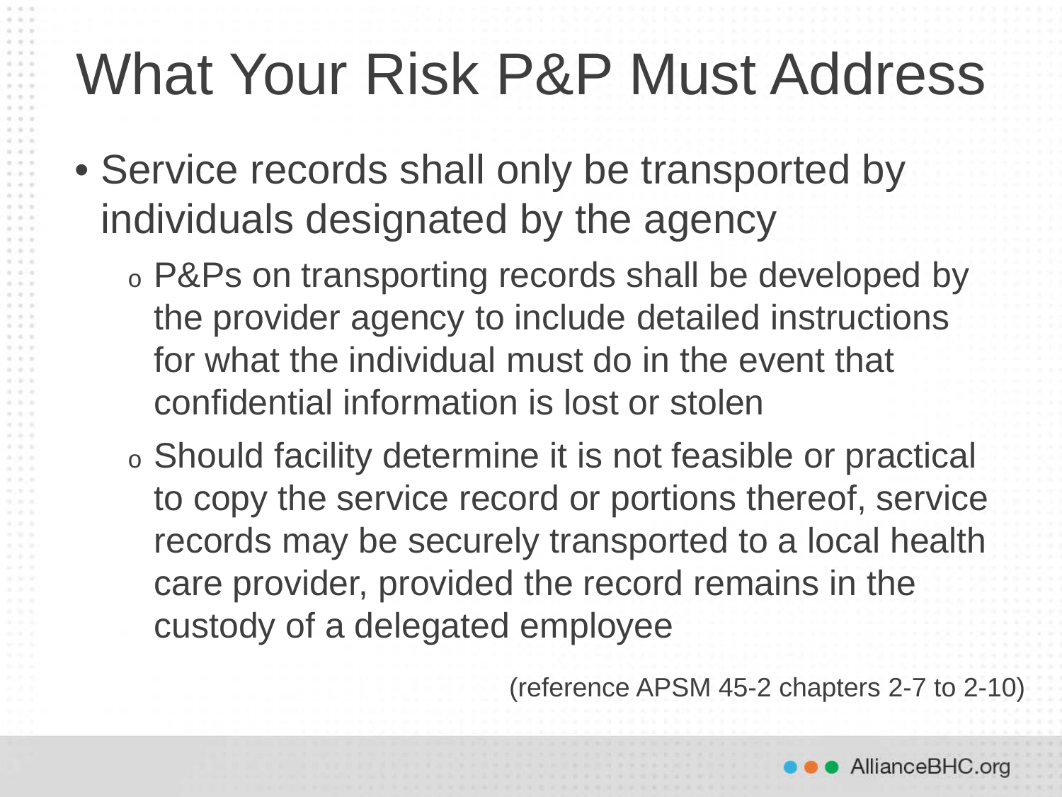# What Your Risk P&P Must Address

- Service records shall only be transported by individuals designated by the agency
  - P&Ps on transporting records shall be developed by the provider agency to include detailed instructions for what the individual must do in the event that confidential information is lost or stolen
  - Should facility determine it is not feasible or practical to copy the service record or portions thereof, service records may be securely transported to a local health care provider, provided the record remains in the custody of a delegated employee

(reference APSM 45-2 chapters 2-7 to 2-10)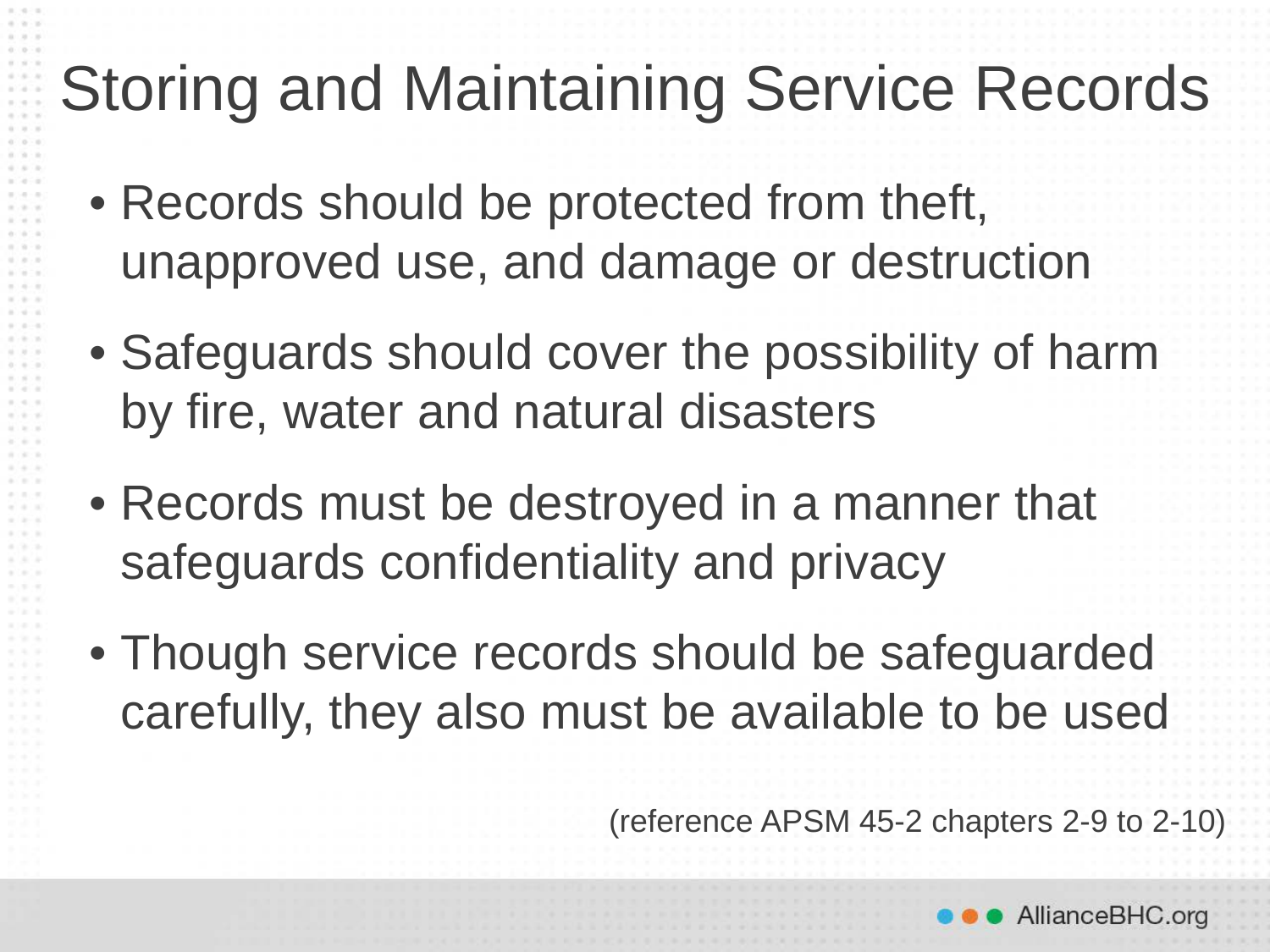# Storing and Maintaining Service Records

- Records should be protected from theft, unapproved use, and damage or destruction
- Safeguards should cover the possibility of harm by fire, water and natural disasters
- Records must be destroyed in a manner that safeguards confidentiality and privacy
- Though service records should be safeguarded carefully, they also must be available to be used

(reference APSM 45-2 chapters 2-9 to 2-10)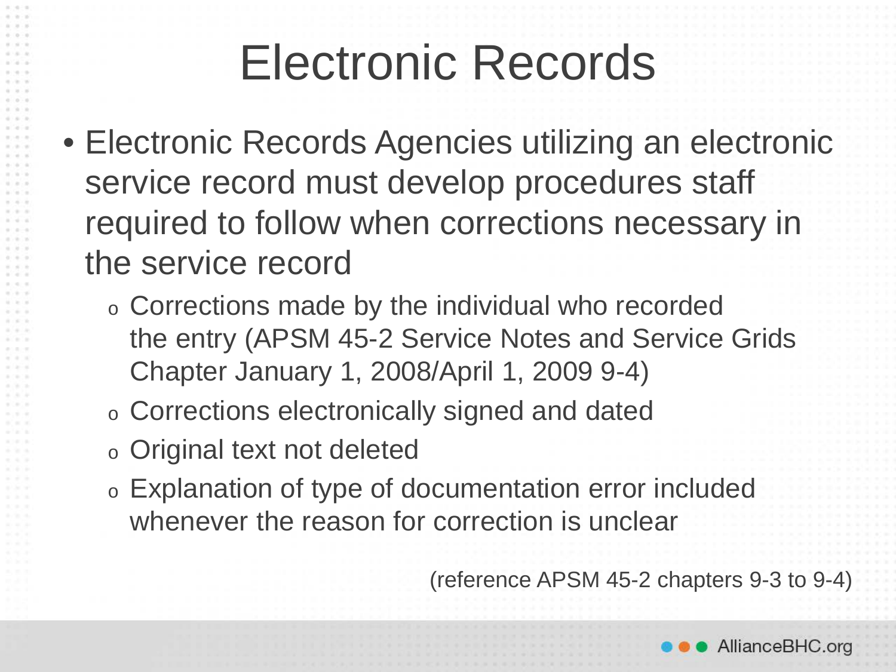# Electronic Records

- Electronic Records Agencies utilizing an electronic service record must develop procedures staff required to follow when corrections necessary in the service record
  - Corrections made by the individual who recorded the entry (APSM 45-2 Service Notes and Service Grids Chapter January 1, 2008/April 1, 2009 9-4)
  - Corrections electronically signed and dated
  - Original text not deleted
  - Explanation of type of documentation error included whenever the reason for correction is unclear

(reference APSM 45-2 chapters 9-3 to 9-4)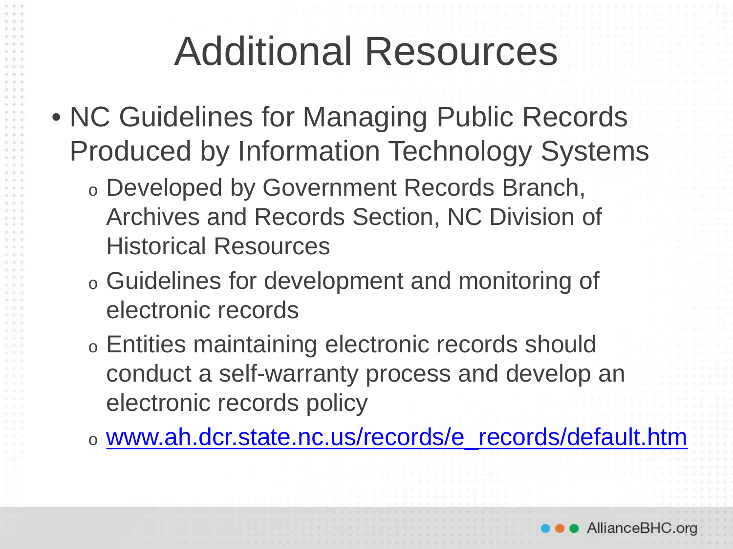# Additional Resources

- NC Guidelines for Managing Public Records Produced by Information Technology Systems
  - Developed by Government Records Branch, Archives and Records Section, NC Division of Historical Resources
  - Guidelines for development and monitoring of electronic records
  - Entities maintaining electronic records should conduct a self-warranty process and develop an electronic records policy
  - [www.ah.dcr.state.nc.us/records/e_records/default.htm](http://www.ah.dcr.state.nc.us/records/e_records/default.htm)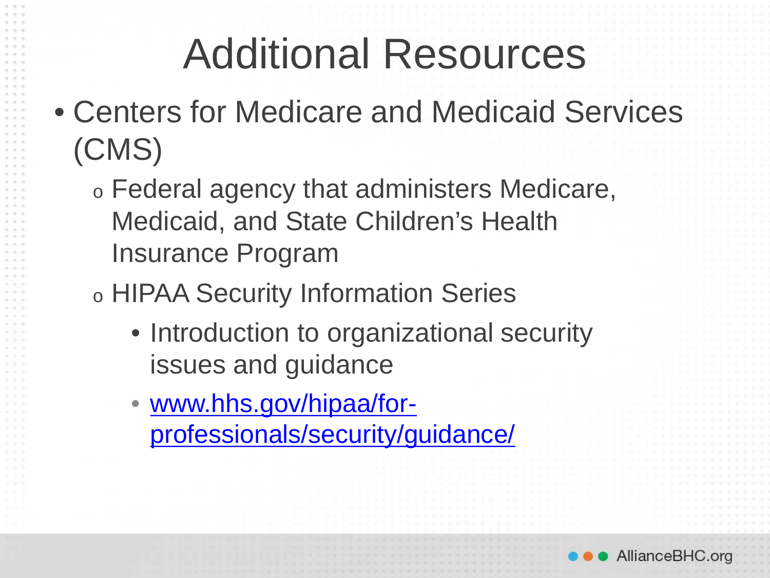# Additional Resources

- Centers for Medicare and Medicaid Services (CMS)
  - Federal agency that administers Medicare, Medicaid, and State Children's Health Insurance Program
  - HIPAA Security Information Series
    - Introduction to organizational security issues and guidance
    - [www.hhs.gov/hipaa/for-professionals/security/guidance/](www.hhs.gov/hipaa/for-professionals/security/guidance/)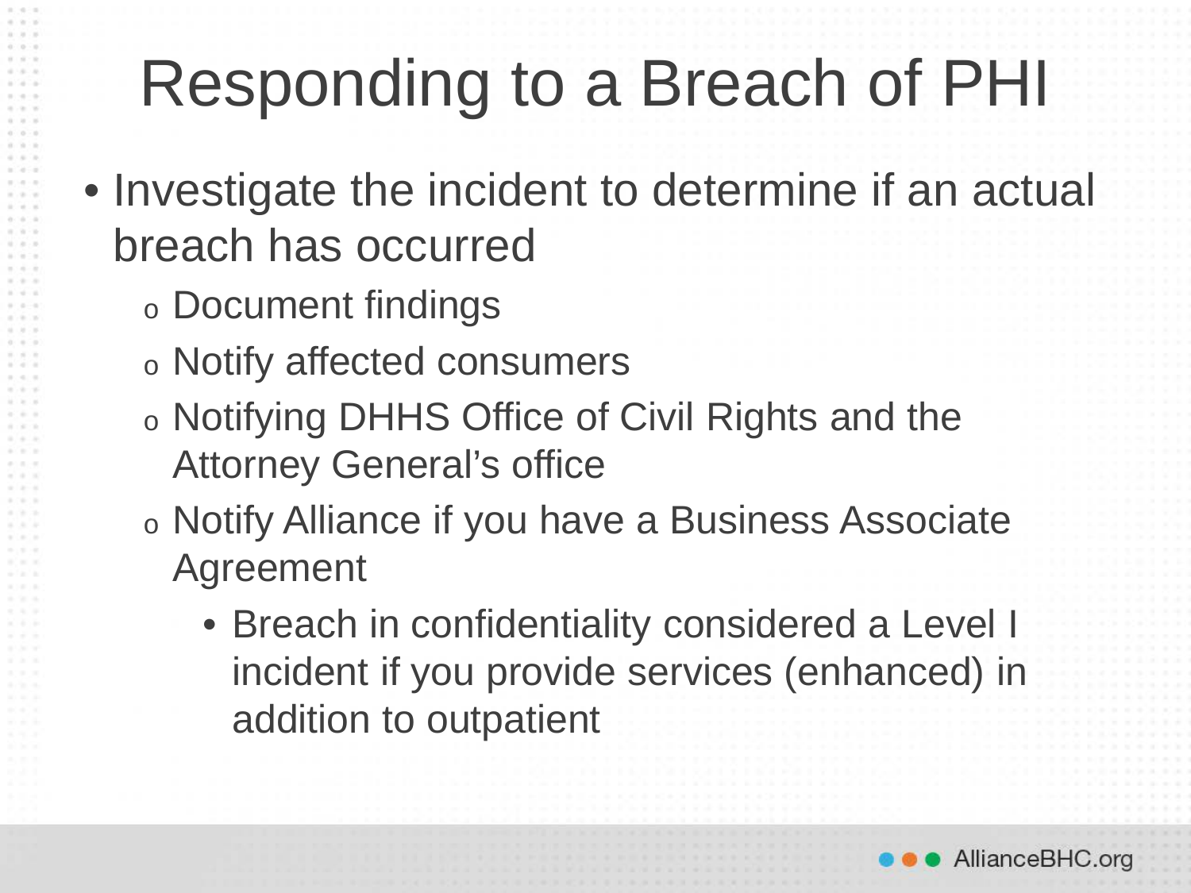# Responding to a Breach of PHI

- Investigate the incident to determine if an actual breach has occurred
  - Document findings
  - Notify affected consumers
  - Notifying DHHS Office of Civil Rights and the Attorney General's office
  - Notify Alliance if you have a Business Associate Agreement
    - Breach in confidentiality considered a Level I incident if you provide services (enhanced) in addition to outpatient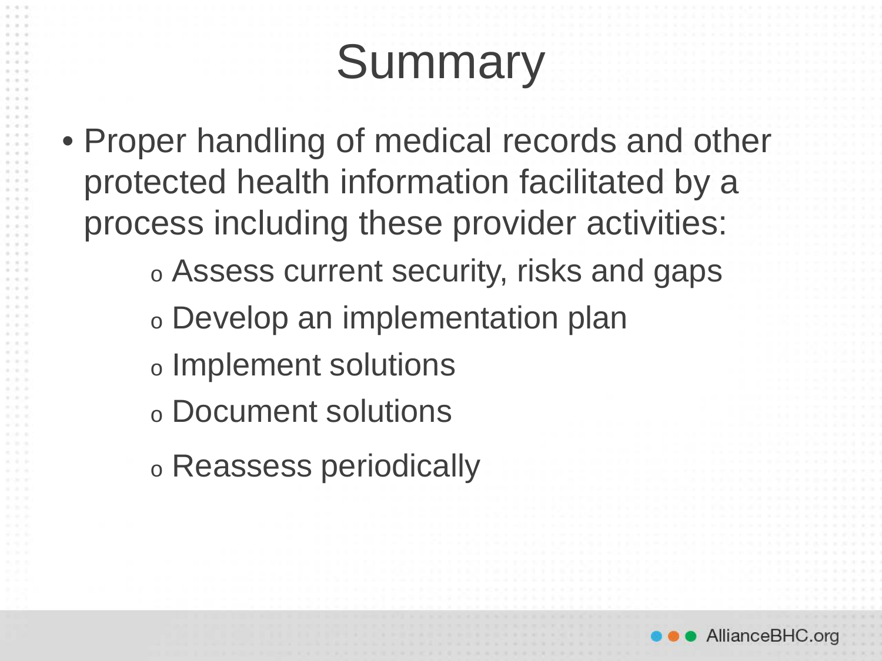# Summary

- Proper handling of medical records and other protected health information facilitated by a process including these provider activities:
  - Assess current security, risks and gaps
  - Develop an implementation plan
  - Implement solutions
  - Document solutions
  - Reassess periodically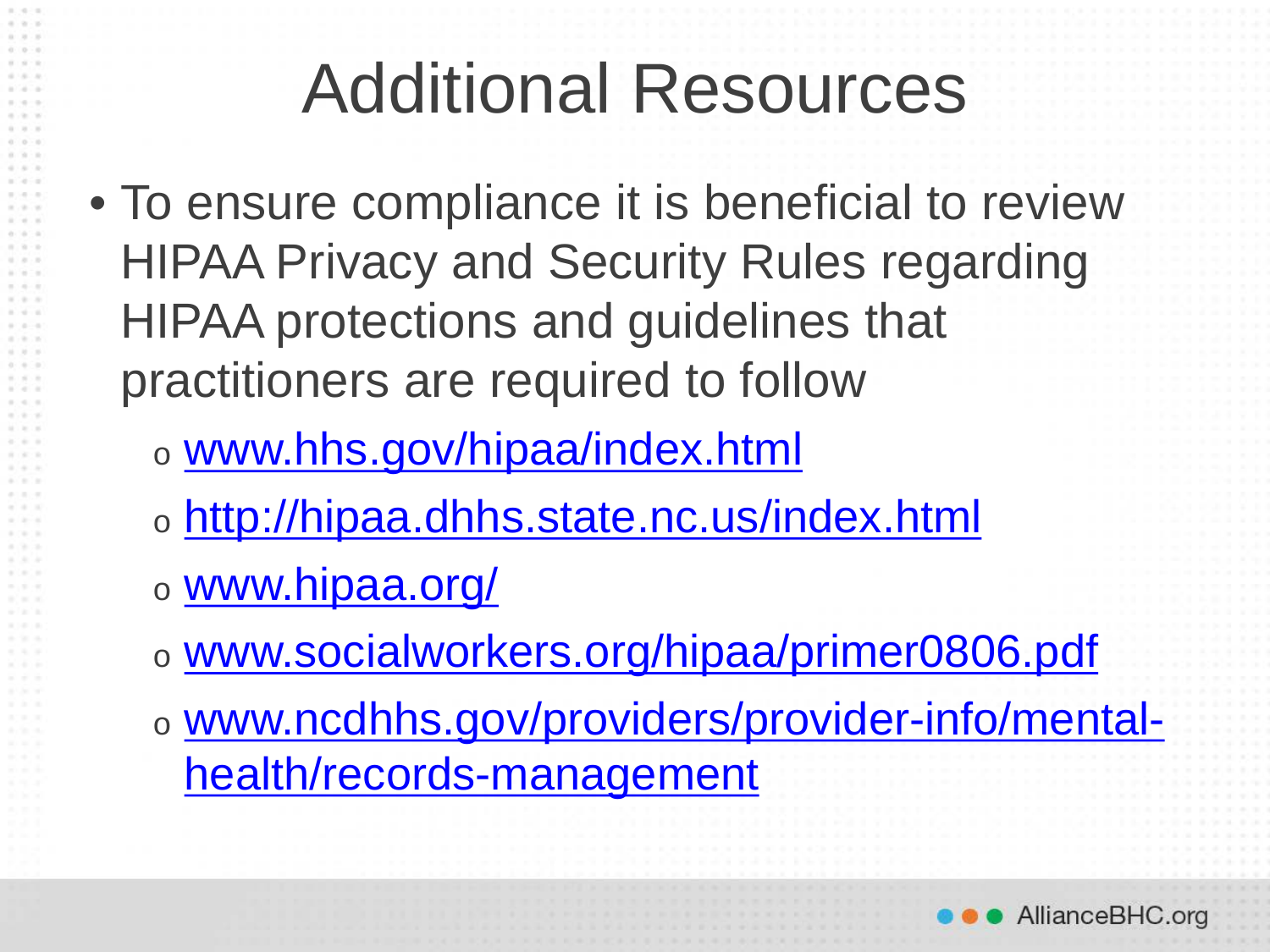# Additional Resources

- To ensure compliance it is beneficial to review HIPAA Privacy and Security Rules regarding HIPAA protections and guidelines that practitioners are required to follow
  - www.hhs.gov/hipaa/index.html
  - http://hipaa.dhhs.state.nc.us/index.html
  - www.hipaa.org/
  - www.socialworkers.org/hipaa/primer0806.pdf
  - www.ncdhhs.gov/providers/provider-info/mental-health/records-management